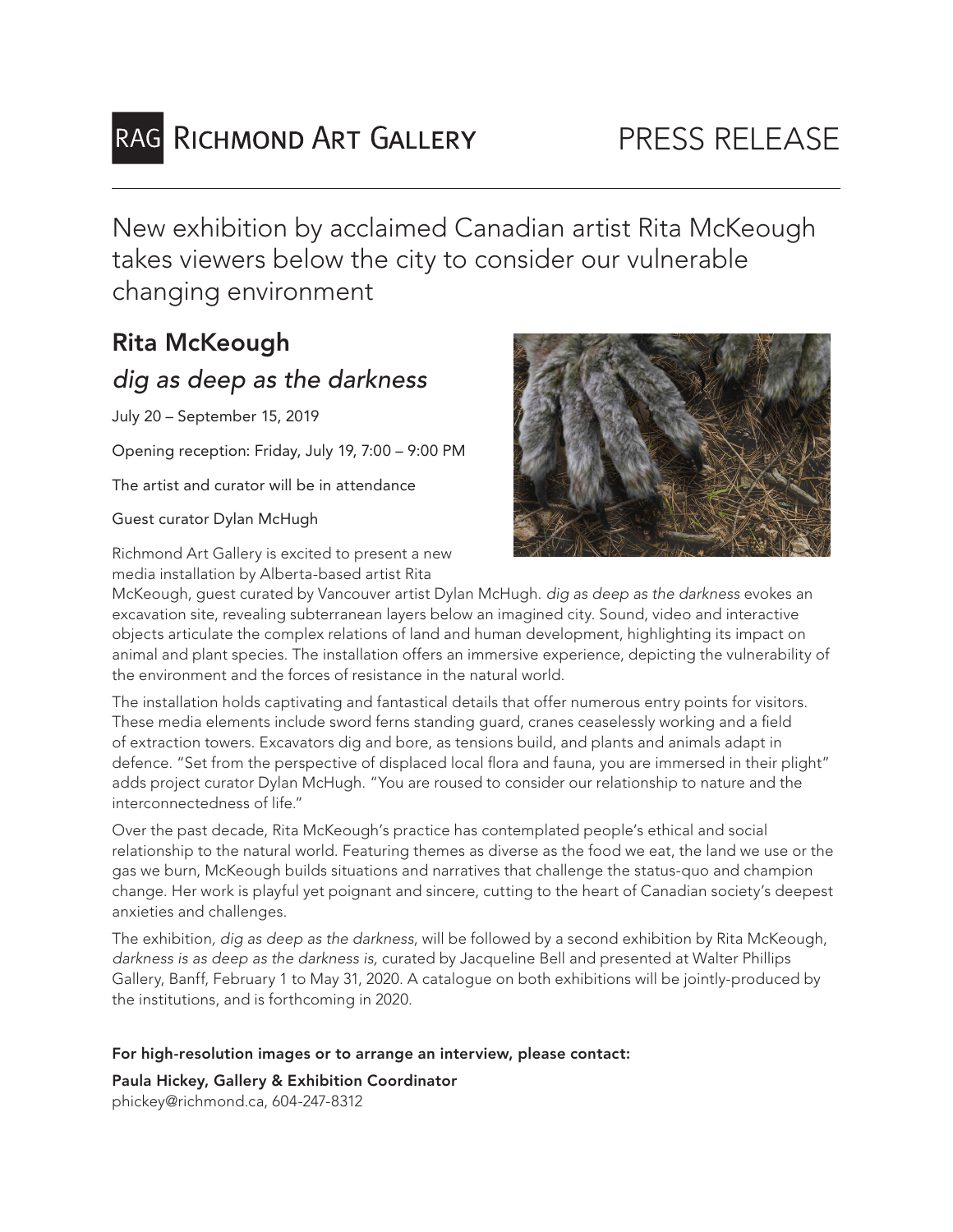RAG Richmond Art Gallery

PRESS RELEASE

# New exhibition by acclaimed Canadian artist Rita McKeough takes viewers below the city to consider our vulnerable changing environment

## Rita McKeough

## *dig as deep as the darkness*

July 20 – September 15, 2019

Opening reception: Friday, July 19, 7:00 – 9:00 PM

The artist and curator will be in attendance

Guest curator Dylan McHugh

Richmond Art Gallery is excited to present a new media installation by Alberta-based artist Rita McKeough, guest curated by Vancouver artist Dylan McHugh. *dig as deep as the darkness* evokes an excavation site, revealing subterranean layers below an imagined city. Sound, video and interactive objects articulate the complex relations of land and human development, highlighting its impact on animal and plant species. The installation offers an immersive experience, depicting the vulnerability of the environment and the forces of resistance in the natural world.

The installation holds captivating and fantastical details that offer numerous entry points for visitors. These media elements include sword ferns standing guard, cranes ceaselessly working and a field of extraction towers. Excavators dig and bore, as tensions build, and plants and animals adapt in defence. "Set from the perspective of displaced local flora and fauna, you are immersed in their plight" adds project curator Dylan McHugh. "You are roused to consider our relationship to nature and the interconnectedness of life."

Over the past decade, Rita McKeough's practice has contemplated people's ethical and social relationship to the natural world. Featuring themes as diverse as the food we eat, the land we use or the gas we burn, McKeough builds situations and narratives that challenge the status-quo and champion change. Her work is playful yet poignant and sincere, cutting to the heart of Canadian society's deepest anxieties and challenges.

The exhibition, *dig as deep as the darkness*, will be followed by a second exhibition by Rita McKeough, *darkness is as deep as the darkness is*, curated by Jacqueline Bell and presented at Walter Phillips Gallery, Banff, February 1 to May 31, 2020. A catalogue on both exhibitions will be jointly-produced by the institutions, and is forthcoming in 2020.

**For high-resolution images or to arrange an interview, please contact:**

**Paula Hickey, Gallery & Exhibition Coordinator**
phickey@richmond.ca, 604-247-8312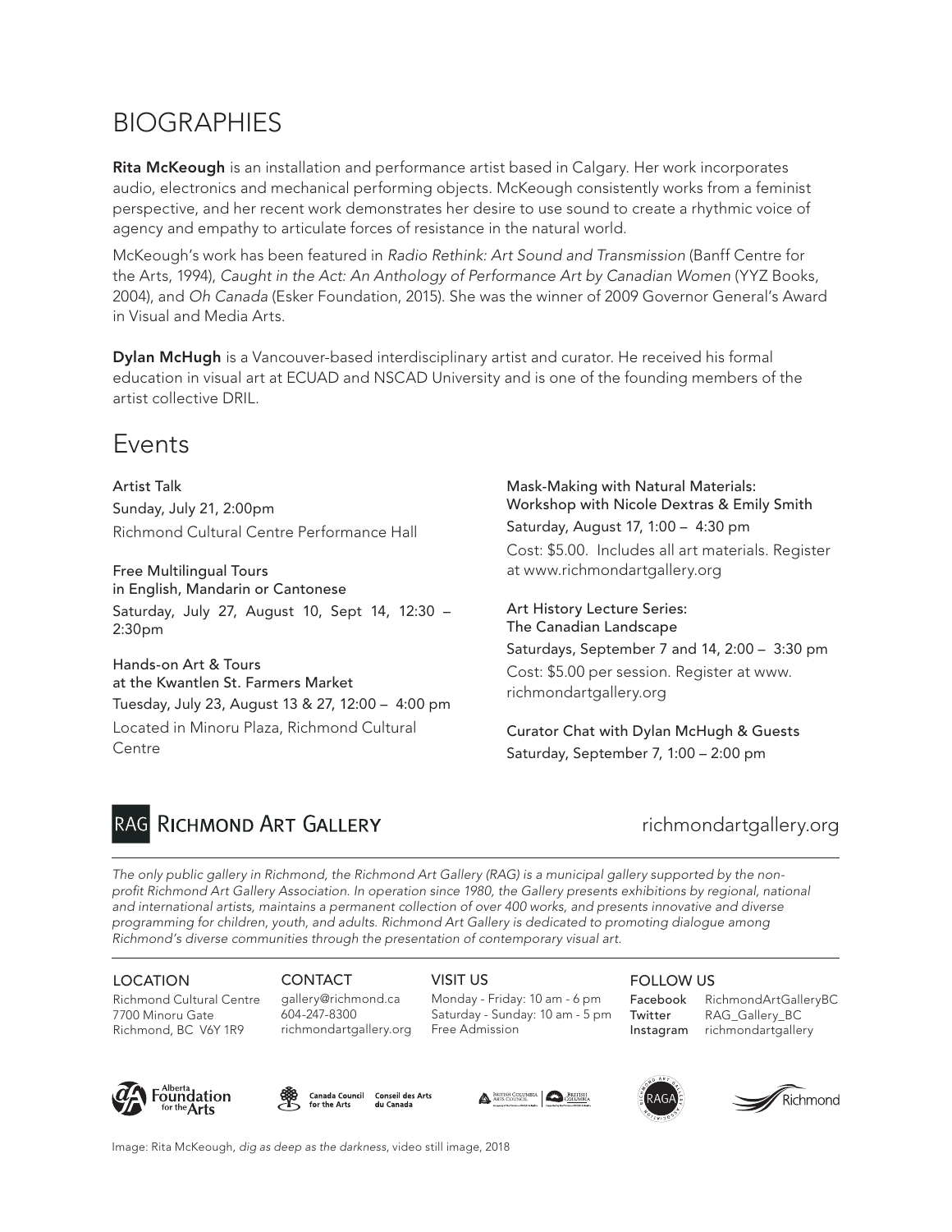# BIOGRAPHIES

**Rita McKeough** is an installation and performance artist based in Calgary. Her work incorporates audio, electronics and mechanical performing objects. McKeough consistently works from a feminist perspective, and her recent work demonstrates her desire to use sound to create a rhythmic voice of agency and empathy to articulate forces of resistance in the natural world.

McKeough's work has been featured in *Radio Rethink: Art Sound and Transmission* (Banff Centre for the Arts, 1994), *Caught in the Act: An Anthology of Performance Art by Canadian Women* (YYZ Books, 2004), and *Oh Canada* (Esker Foundation, 2015). She was the winner of 2009 Governor General's Award in Visual and Media Arts.

**Dylan McHugh** is a Vancouver-based interdisciplinary artist and curator. He received his formal education in visual art at ECUAD and NSCAD University and is one of the founding members of the artist collective DRIL.

# Events

**Artist Talk**
Sunday, July 21, 2:00pm
Richmond Cultural Centre Performance Hall

**Free Multilingual Tours in English, Mandarin or Cantonese**
Saturday, July 27, August 10, Sept 14, 12:30 – 2:30pm

**Hands-on Art & Tours at the Kwantlen St. Farmers Market**
Tuesday, July 23, August 13 & 27, 12:00 – 4:00 pm
Located in Minoru Plaza, Richmond Cultural Centre

**Mask-Making with Natural Materials: Workshop with Nicole Dextras & Emily Smith**
Saturday, August 17, 1:00 – 4:30 pm
Cost: $5.00. Includes all art materials. Register at www.richmondartgallery.org

**Art History Lecture Series: The Canadian Landscape**
Saturdays, September 7 and 14, 2:00 – 3:30 pm
Cost: $5.00 per session. Register at www.richmondartgallery.org

**Curator Chat with Dylan McHugh & Guests**
Saturday, September 7, 1:00 – 2:00 pm

RAG RICHMOND ART GALLERY

richmondartgallery.org

*The only public gallery in Richmond, the Richmond Art Gallery (RAG) is a municipal gallery supported by the non-profit Richmond Art Gallery Association. In operation since 1980, the Gallery presents exhibitions by regional, national and international artists, maintains a permanent collection of over 400 works, and presents innovative and diverse programming for children, youth, and adults. Richmond Art Gallery is dedicated to promoting dialogue among Richmond's diverse communities through the presentation of contemporary visual art.*

**LOCATION**
Richmond Cultural Centre
7700 Minoru Gate
Richmond, BC V6Y 1R9

**CONTACT**
gallery@richmond.ca
604-247-8300
richmondartgallery.org

**VISIT US**
Monday - Friday: 10 am - 6 pm
Saturday - Sunday: 10 am - 5 pm
Free Admission

**FOLLOW US**
Facebook RichmondArtGalleryBC
Twitter RAG_Gallery_BC
Instagram richmondartgallery

Alberta Foundation for the Arts | Canada Council for the Arts / Conseil des Arts du Canada | British Columbia Arts Council | British Columbia | RAGA | Richmond

Image: Rita McKeough, *dig as deep as the darkness*, video still image, 2018